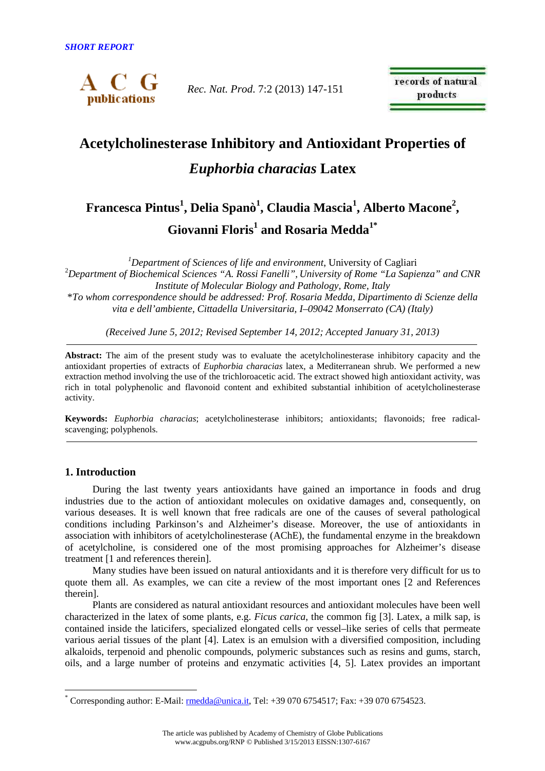SHORT REPORT

# Acetylcholinesterase Inhibitory and Antioxidant Properties of *Euphorbia characias* Latex

**Francesca Pintus[1], Delia Spanò[1], Claudia Mascia[1], Alberto Macone[2], Giovanni Floris[1] and Rosaria Medda[1*]**

[1]*Department of Sciences of life and environment*, University of Cagliari
[2]*Department of Biochemical Sciences "A. Rossi Fanelli", University of Rome "La Sapienza" and CNR Institute of Molecular Biology and Pathology, Rome, Italy*
*\*To whom correspondence should be addressed: Prof. Rosaria Medda, Dipartimento di Scienze della vita e dell'ambiente, Cittadella Universitaria, I–09042 Monserrato (CA) (Italy)*

*(Received June 5, 2012; Revised September 14, 2012; Accepted January 31, 2013)*

---

**Abstract:** The aim of the present study was to evaluate the acetylcholinesterase inhibitory capacity and the antioxidant properties of extracts of *Euphorbia characias* latex, a Mediterranean shrub. We performed a new extraction method involving the use of the trichloroacetic acid. The extract showed high antioxidant activity, was rich in total polyphenolic and flavonoid content and exhibited substantial inhibition of acetylcholinesterase activity.

**Keywords:** *Euphorbia characias*; acetylcholinesterase inhibitors; antioxidants; flavonoids; free radical-scavenging; polyphenols.

---

## 1. Introduction

During the last twenty years antioxidants have gained an importance in foods and drug industries due to the action of antioxidant molecules on oxidative damages and, consequently, on various deseases. It is well known that free radicals are one of the causes of several pathological conditions including Parkinson's and Alzheimer's disease. Moreover, the use of antioxidants in association with inhibitors of acetylcholinesterase (AChE), the fundamental enzyme in the breakdown of acetylcholine, is considered one of the most promising approaches for Alzheimer's disease treatment [1 and references therein].

Many studies have been issued on natural antioxidants and it is therefore very difficult for us to quote them all. As examples, we can cite a review of the most important ones [2 and References therein].

Plants are considered as natural antioxidant resources and antioxidant molecules have been well characterized in the latex of some plants, e.g. *Ficus carica*, the common fig [3]. Latex, a milk sap, is contained inside the laticifers, specialized elongated cells or vessel–like series of cells that permeate various aerial tissues of the plant [4]. Latex is an emulsion with a diversified composition, including alkaloids, terpenoid and phenolic compounds, polymeric substances such as resins and gums, starch, oils, and a large number of proteins and enzymatic activities [4, 5]. Latex provides an important

---

\* Corresponding author: E-Mail: rmedda@unica.it, Tel: +39 070 6754517; Fax: +39 070 6754523.

The article was published by Academy of Chemistry of Globe Publications
www.acgpubs.org/RNP © Published 3/15/2013 EISSN:1307-6167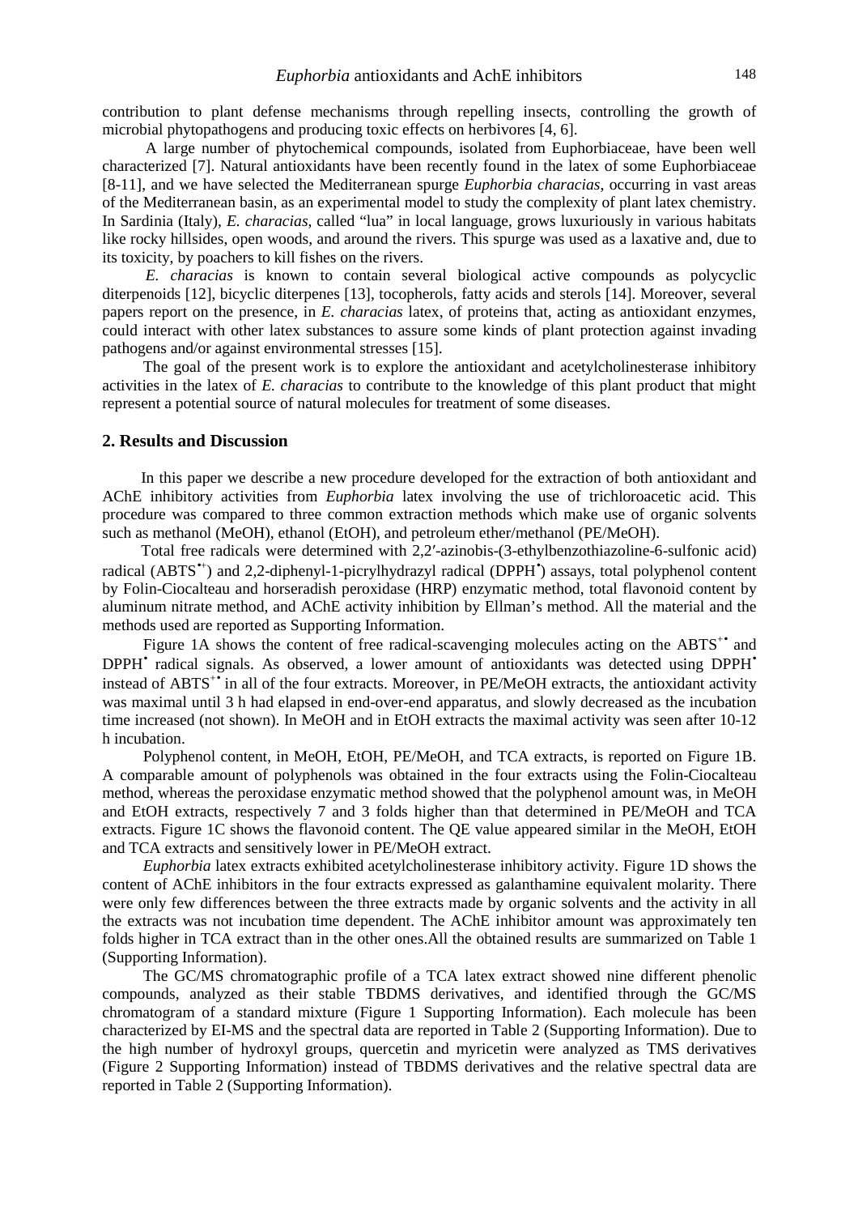contribution to plant defense mechanisms through repelling insects, controlling the growth of microbial phytopathogens and producing toxic effects on herbivores [4, 6].

A large number of phytochemical compounds, isolated from Euphorbiaceae, have been well characterized [7]. Natural antioxidants have been recently found in the latex of some Euphorbiaceae [8-11], and we have selected the Mediterranean spurge *Euphorbia characias*, occurring in vast areas of the Mediterranean basin, as an experimental model to study the complexity of plant latex chemistry. In Sardinia (Italy), *E. characias*, called "lua" in local language, grows luxuriously in various habitats like rocky hillsides, open woods, and around the rivers. This spurge was used as a laxative and, due to its toxicity, by poachers to kill fishes on the rivers.

*E. characias* is known to contain several biological active compounds as polycyclic diterpenoids [12], bicyclic diterpenes [13], tocopherols, fatty acids and sterols [14]. Moreover, several papers report on the presence, in *E. characias* latex, of proteins that, acting as antioxidant enzymes, could interact with other latex substances to assure some kinds of plant protection against invading pathogens and/or against environmental stresses [15].

The goal of the present work is to explore the antioxidant and acetylcholinesterase inhibitory activities in the latex of *E. characias* to contribute to the knowledge of this plant product that might represent a potential source of natural molecules for treatment of some diseases.

## 2. Results and Discussion

In this paper we describe a new procedure developed for the extraction of both antioxidant and AChE inhibitory activities from *Euphorbia* latex involving the use of trichloroacetic acid. This procedure was compared to three common extraction methods which make use of organic solvents such as methanol (MeOH), ethanol (EtOH), and petroleum ether/methanol (PE/MeOH).

Total free radicals were determined with 2,2′-azinobis-(3-ethylbenzothiazoline-6-sulfonic acid) radical ($ABTS^{\bullet +}$) and 2,2-diphenyl-1-picrylhydrazyl radical ($DPPH^{\bullet}$) assays, total polyphenol content by Folin-Ciocalteau and horseradish peroxidase (HRP) enzymatic method, total flavonoid content by aluminum nitrate method, and AChE activity inhibition by Ellman's method. All the material and the methods used are reported as Supporting Information.

Figure 1A shows the content of free radical-scavenging molecules acting on the $ABTS^{+\bullet}$ and $DPPH^{\bullet}$ radical signals. As observed, a lower amount of antioxidants was detected using $DPPH^{\bullet}$ instead of $ABTS^{+\bullet}$ in all of the four extracts. Moreover, in PE/MeOH extracts, the antioxidant activity was maximal until 3 h had elapsed in end-over-end apparatus, and slowly decreased as the incubation time increased (not shown). In MeOH and in EtOH extracts the maximal activity was seen after 10-12 h incubation.

Polyphenol content, in MeOH, EtOH, PE/MeOH, and TCA extracts, is reported on Figure 1B. A comparable amount of polyphenols was obtained in the four extracts using the Folin-Ciocalteau method, whereas the peroxidase enzymatic method showed that the polyphenol amount was, in MeOH and EtOH extracts, respectively 7 and 3 folds higher than that determined in PE/MeOH and TCA extracts. Figure 1C shows the flavonoid content. The QE value appeared similar in the MeOH, EtOH and TCA extracts and sensitively lower in PE/MeOH extract.

*Euphorbia* latex extracts exhibited acetylcholinesterase inhibitory activity. Figure 1D shows the content of AChE inhibitors in the four extracts expressed as galanthamine equivalent molarity. There were only few differences between the three extracts made by organic solvents and the activity in all the extracts was not incubation time dependent. The AChE inhibitor amount was approximately ten folds higher in TCA extract than in the other ones.All the obtained results are summarized on Table 1 (Supporting Information).

The GC/MS chromatographic profile of a TCA latex extract showed nine different phenolic compounds, analyzed as their stable TBDMS derivatives, and identified through the GC/MS chromatogram of a standard mixture (Figure 1 Supporting Information). Each molecule has been characterized by EI-MS and the spectral data are reported in Table 2 (Supporting Information). Due to the high number of hydroxyl groups, quercetin and myricetin were analyzed as TMS derivatives (Figure 2 Supporting Information) instead of TBDMS derivatives and the relative spectral data are reported in Table 2 (Supporting Information).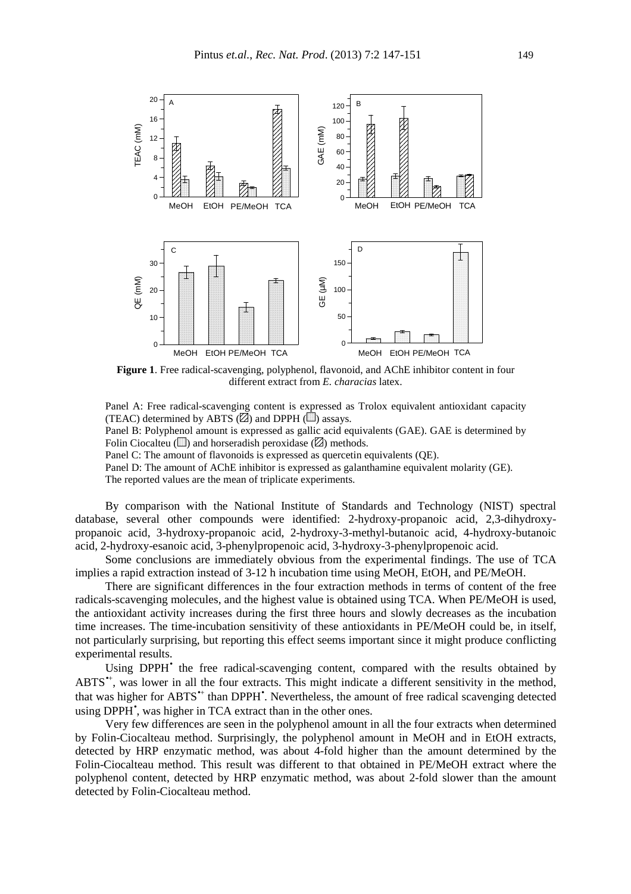**Figure 1**. Free radical-scavenging, polyphenol, flavonoid, and AChE inhibitor content in four different extract from *E. characias* latex.

Panel A: Free radical-scavenging content is expressed as Trolox equivalent antioxidant capacity (TEAC) determined by ABTS (▨) and DPPH (□) assays.
Panel B: Polyphenol amount is expressed as gallic acid equivalents (GAE). GAE is determined by Folin Ciocalteu (□) and horseradish peroxidase (▨) methods.
Panel C: The amount of flavonoids is expressed as quercetin equivalents (QE).
Panel D: The amount of AChE inhibitor is expressed as galanthamine equivalent molarity (GE).
The reported values are the mean of triplicate experiments.

By comparison with the National Institute of Standards and Technology (NIST) spectral database, several other compounds were identified: 2-hydroxy-propanoic acid, 2,3-dihydroxy-propanoic acid, 3-hydroxy-propanoic acid, 2-hydroxy-3-methyl-butanoic acid, 4-hydroxy-butanoic acid, 2-hydroxy-esanoic acid, 3-phenylpropenoic acid, 3-hydroxy-3-phenylpropenoic acid.

Some conclusions are immediately obvious from the experimental findings. The use of TCA implies a rapid extraction instead of 3-12 h incubation time using MeOH, EtOH, and PE/MeOH.

There are significant differences in the four extraction methods in terms of content of the free radicals-scavenging molecules, and the highest value is obtained using TCA. When PE/MeOH is used, the antioxidant activity increases during the first three hours and slowly decreases as the incubation time increases. The time-incubation sensitivity of these antioxidants in PE/MeOH could be, in itself, not particularly surprising, but reporting this effect seems important since it might produce conflicting experimental results.

Using $DPPH^{\bullet}$ the free radical-scavenging content, compared with the results obtained by $ABTS^{\bullet+}$, was lower in all the four extracts. This might indicate a different sensitivity in the method, that was higher for $ABTS^{\bullet+}$ than $DPPH^{\bullet}$. Nevertheless, the amount of free radical scavenging detected using $DPPH^{\bullet}$, was higher in TCA extract than in the other ones.

Very few differences are seen in the polyphenol amount in all the four extracts when determined by Folin-Ciocalteu method. Surprisingly, the polyphenol amount in MeOH and in EtOH extracts, detected by HRP enzymatic method, was about 4-fold higher than the amount determined by the Folin-Ciocalteau method. This result was different to that obtained in PE/MeOH extract where the polyphenol content, detected by HRP enzymatic method, was about 2-fold slower than the amount detected by Folin-Ciocalteau method.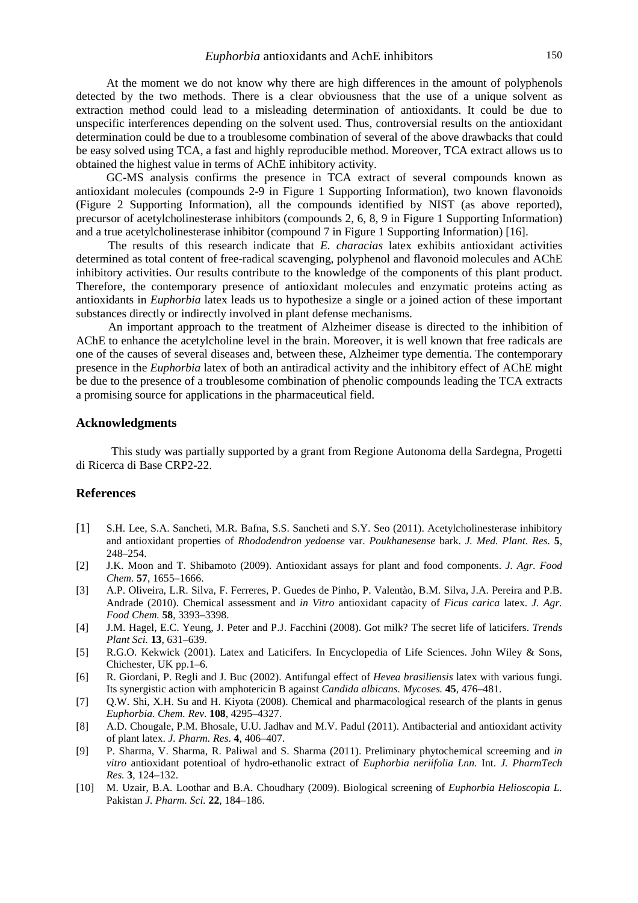At the moment we do not know why there are high differences in the amount of polyphenols detected by the two methods. There is a clear obviousness that the use of a unique solvent as extraction method could lead to a misleading determination of antioxidants. It could be due to unspecific interferences depending on the solvent used. Thus, controversial results on the antioxidant determination could be due to a troublesome combination of several of the above drawbacks that could be easy solved using TCA, a fast and highly reproducible method. Moreover, TCA extract allows us to obtained the highest value in terms of AChE inhibitory activity.

GC-MS analysis confirms the presence in TCA extract of several compounds known as antioxidant molecules (compounds 2-9 in Figure 1 Supporting Information), two known flavonoids (Figure 2 Supporting Information), all the compounds identified by NIST (as above reported), precursor of acetylcholinesterase inhibitors (compounds 2, 6, 8, 9 in Figure 1 Supporting Information) and a true acetylcholinesterase inhibitor (compound 7 in Figure 1 Supporting Information) [16].

The results of this research indicate that *E. characias* latex exhibits antioxidant activities determined as total content of free-radical scavenging, polyphenol and flavonoid molecules and AChE inhibitory activities. Our results contribute to the knowledge of the components of this plant product. Therefore, the contemporary presence of antioxidant molecules and enzymatic proteins acting as antioxidants in *Euphorbia* latex leads us to hypothesize a single or a joined action of these important substances directly or indirectly involved in plant defense mechanisms.

An important approach to the treatment of Alzheimer disease is directed to the inhibition of AChE to enhance the acetylcholine level in the brain. Moreover, it is well known that free radicals are one of the causes of several diseases and, between these, Alzheimer type dementia. The contemporary presence in the *Euphorbia* latex of both an antiradical activity and the inhibitory effect of AChE might be due to the presence of a troublesome combination of phenolic compounds leading the TCA extracts a promising source for applications in the pharmaceutical field.

## Acknowledgments

This study was partially supported by a grant from Regione Autonoma della Sardegna, Progetti di Ricerca di Base CRP2-22.

## References

[1] S.H. Lee, S.A. Sancheti, M.R. Bafna, S.S. Sancheti and S.Y. Seo (2011). Acetylcholinesterase inhibitory and antioxidant properties of *Rhododendron yedoense* var. *Poukhanesense* bark. *J. Med. Plant. Res.* **5**, 248–254.

[2] J.K. Moon and T. Shibamoto (2009). Antioxidant assays for plant and food components. *J. Agr. Food Chem.* **57**, 1655–1666.

[3] A.P. Oliveira, L.R. Silva, F. Ferreres, P. Guedes de Pinho, P. Valentào, B.M. Silva, J.A. Pereira and P.B. Andrade (2010). Chemical assessment and *in Vitro* antioxidant capacity of *Ficus carica* latex. *J. Agr. Food Chem.* **58**, 3393–3398.

[4] J.M. Hagel, E.C. Yeung, J. Peter and P.J. Facchini (2008). Got milk? The secret life of laticifers. *Trends Plant Sci.* **13**, 631–639.

[5] R.G.O. Kekwick (2001). Latex and Laticifers. In Encyclopedia of Life Sciences. John Wiley & Sons, Chichester, UK pp.1–6.

[6] R. Giordani, P. Regli and J. Buc (2002). Antifungal effect of *Hevea brasiliensis* latex with various fungi. Its synergistic action with amphotericin B against *Candida albicans*. *Mycoses.* **45**, 476–481.

[7] Q.W. Shi, X.H. Su and H. Kiyota (2008). Chemical and pharmacological research of the plants in genus *Euphorbia*. *Chem. Rev.* **108**, 4295–4327.

[8] A.D. Chougale, P.M. Bhosale, U.U. Jadhav and M.V. Padul (2011). Antibacterial and antioxidant activity of plant latex. *J. Pharm. Res*. **4**, 406–407.

[9] P. Sharma, V. Sharma, R. Paliwal and S. Sharma (2011). Preliminary phytochemical screeming and *in vitro* antioxidant potentioal of hydro-ethanolic extract of *Euphorbia neriifolia Lnn.* Int. *J. PharmTech Res.* **3**, 124–132.

[10] M. Uzair, B.A. Loothar and B.A. Choudhary (2009). Biological screening of *Euphorbia Helioscopia L.* Pakistan *J. Pharm. Sci.* **22**, 184–186.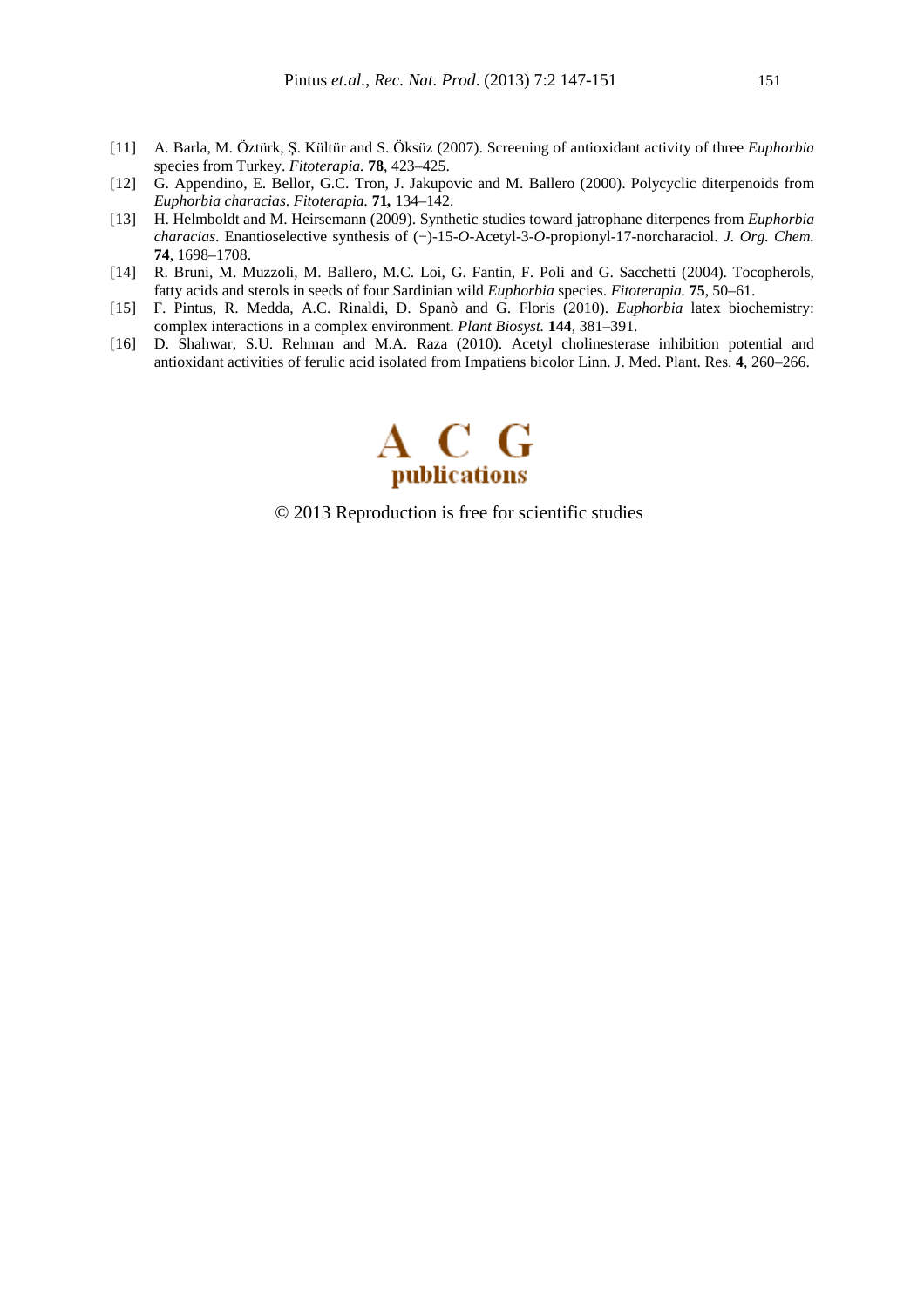[11] A. Barla, M. Öztürk, Ş. Kültür and S. Öksüz (2007). Screening of antioxidant activity of three *Euphorbia* species from Turkey. *Fitoterapia.* **78**, 423–425.

[12] G. Appendino, E. Bellor, G.C. Tron, J. Jakupovic and M. Ballero (2000). Polycyclic diterpenoids from *Euphorbia characias*. *Fitoterapia.* **71,** 134–142.

[13] H. Helmboldt and M. Heirsemann (2009). Synthetic studies toward jatrophane diterpenes from *Euphorbia characias*. Enantioselective synthesis of (−)-15-*O*-Acetyl-3-*O*-propionyl-17-norcharaciol. *J. Org. Chem.* **74**, 1698–1708.

[14] R. Bruni, M. Muzzoli, M. Ballero, M.C. Loi, G. Fantin, F. Poli and G. Sacchetti (2004). Tocopherols, fatty acids and sterols in seeds of four Sardinian wild *Euphorbia* species. *Fitoterapia.* **75**, 50–61.

[15] F. Pintus, R. Medda, A.C. Rinaldi, D. Spanò and G. Floris (2010). *Euphorbia* latex biochemistry: complex interactions in a complex environment. *Plant Biosyst.* **144**, 381–391.

[16] D. Shahwar, S.U. Rehman and M.A. Raza (2010). Acetyl cholinesterase inhibition potential and antioxidant activities of ferulic acid isolated from Impatiens bicolor Linn. J. Med. Plant. Res. **4**, 260–266.

A C G
publications

© 2013 Reproduction is free for scientific studies